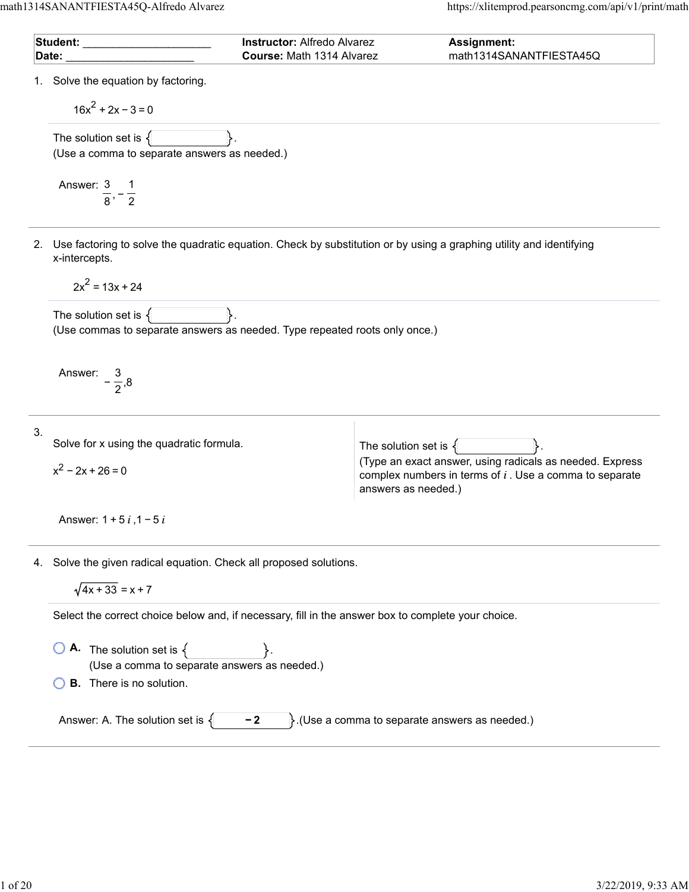| **Student:** ____________________ | **Instructor:** Alfredo Alvarez | **Assignment:** |
|---|---|---|
| **Date:** ____________________ | **Course:** Math 1314 Alvarez | math1314SANANTFIESTA45Q |

1. Solve the equation by factoring.

   $16x^2 + 2x - 3 = 0$

   The solution set is { }.
   (Use a comma to separate answers as needed.)

   Answer: $\frac{3}{8}, -\frac{1}{2}$

2. Use factoring to solve the quadratic equation. Check by substitution or by using a graphing utility and identifying x-intercepts.

   $2x^2 = 13x + 24$

   The solution set is { }.
   (Use commas to separate answers as needed. Type repeated roots only once.)

   Answer: $-\frac{3}{2}, 8$

3. Solve for x using the quadratic formula.

   $x^2 - 2x + 26 = 0$

   The solution set is { }.
   (Type an exact answer, using radicals as needed. Express complex numbers in terms of $i$. Use a comma to separate answers as needed.)

   Answer: $1 + 5i, 1 - 5i$

4. Solve the given radical equation. Check all proposed solutions.

   $\sqrt{4x + 33} = x + 7$

   Select the correct choice below and, if necessary, fill in the answer box to complete your choice.

   - **A.** The solution set is { }.
     (Use a comma to separate answers as needed.)
   - **B.** There is no solution.

   Answer: A. The solution set is { **−2** }.(Use a comma to separate answers as needed.)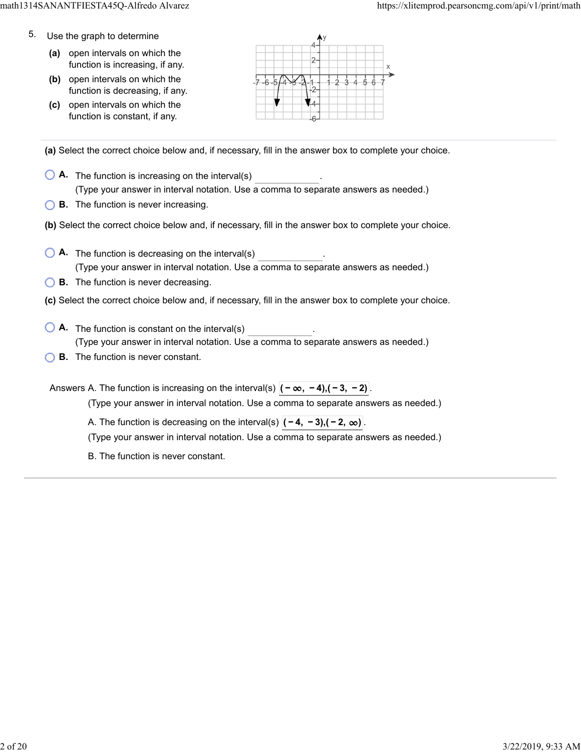5. Use the graph to determine

**(a)** open intervals on which the function is increasing, if any.

**(b)** open intervals on which the function is decreasing, if any.

**(c)** open intervals on which the function is constant, if any.

---

**(a)** Select the correct choice below and, if necessary, fill in the answer box to complete your choice.

- **A.** The function is increasing on the interval(s) ______.
  (Type your answer in interval notation. Use a comma to separate answers as needed.)
- **B.** The function is never increasing.

**(b)** Select the correct choice below and, if necessary, fill in the answer box to complete your choice.

- **A.** The function is decreasing on the interval(s) ______.
  (Type your answer in interval notation. Use a comma to separate answers as needed.)
- **B.** The function is never decreasing.

**(c)** Select the correct choice below and, if necessary, fill in the answer box to complete your choice.

- **A.** The function is constant on the interval(s) ______.
  (Type your answer in interval notation. Use a comma to separate answers as needed.)
- **B.** The function is never constant.

Answers A. The function is increasing on the interval(s) $(-\infty, -4),(-3, -2)$.

(Type your answer in interval notation. Use a comma to separate answers as needed.)

A. The function is decreasing on the interval(s) $(-4, -3),(-2, \infty)$.

(Type your answer in interval notation. Use a comma to separate answers as needed.)

B. The function is never constant.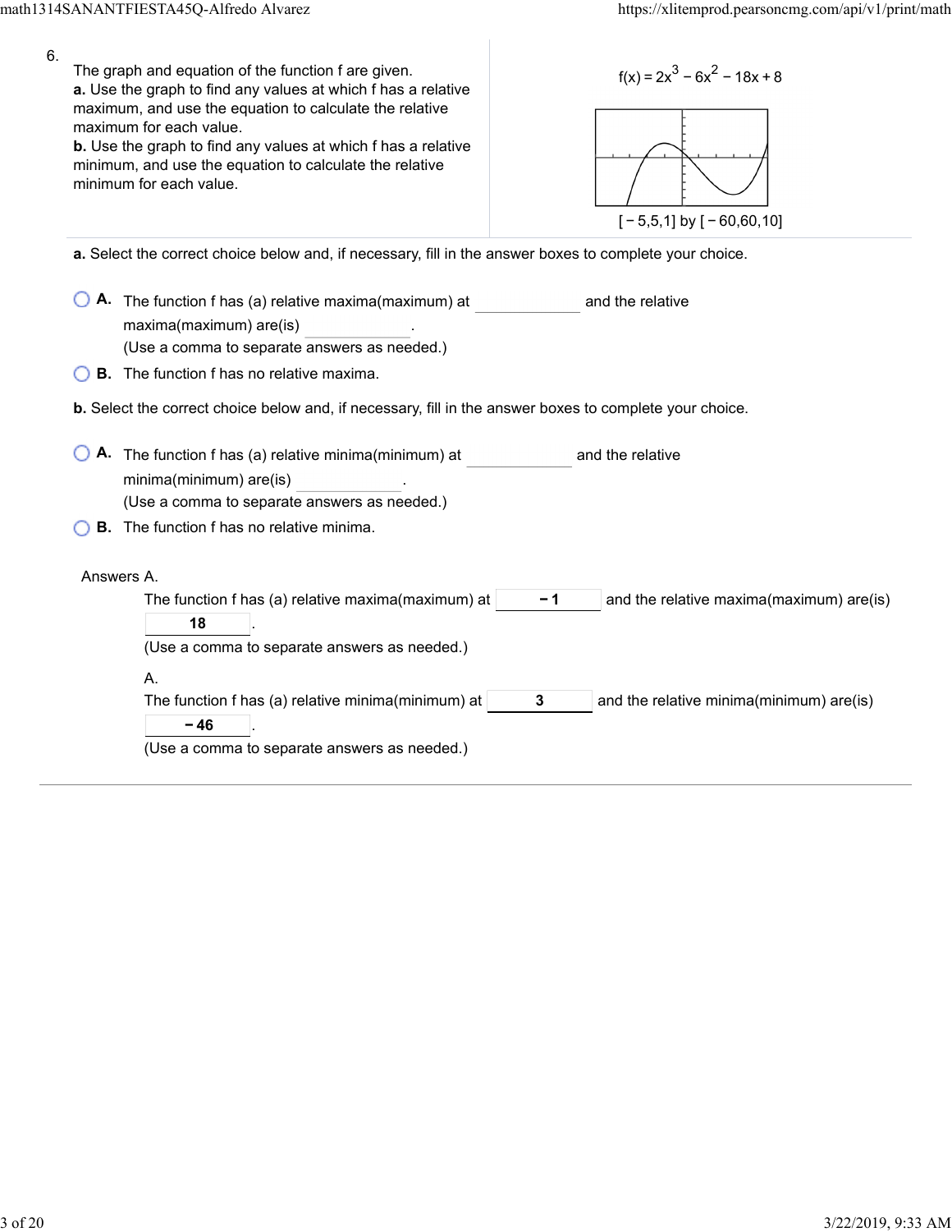6.

The graph and equation of the function f are given.

**a.** Use the graph to find any values at which f has a relative maximum, and use the equation to calculate the relative maximum for each value.

**b.** Use the graph to find any values at which f has a relative minimum, and use the equation to calculate the relative minimum for each value.

$f(x) = 2x^3 - 6x^2 - 18x + 8$

[−5,5,1] by [−60,60,10]

**a.** Select the correct choice below and, if necessary, fill in the answer boxes to complete your choice.

- **A.** The function f has (a) relative maxima(maximum) at ______ and the relative maxima(maximum) are(is) ______.
  (Use a comma to separate answers as needed.)
- **B.** The function f has no relative maxima.

**b.** Select the correct choice below and, if necessary, fill in the answer boxes to complete your choice.

- **A.** The function f has (a) relative minima(minimum) at ______ and the relative minima(minimum) are(is) ______.
  (Use a comma to separate answers as needed.)
- **B.** The function f has no relative minima.

Answers A.

The function f has (a) relative maxima(maximum) at **−1** and the relative maxima(maximum) are(is) **18**.
(Use a comma to separate answers as needed.)

A.

The function f has (a) relative minima(minimum) at **3** and the relative minima(minimum) are(is) **−46**.
(Use a comma to separate answers as needed.)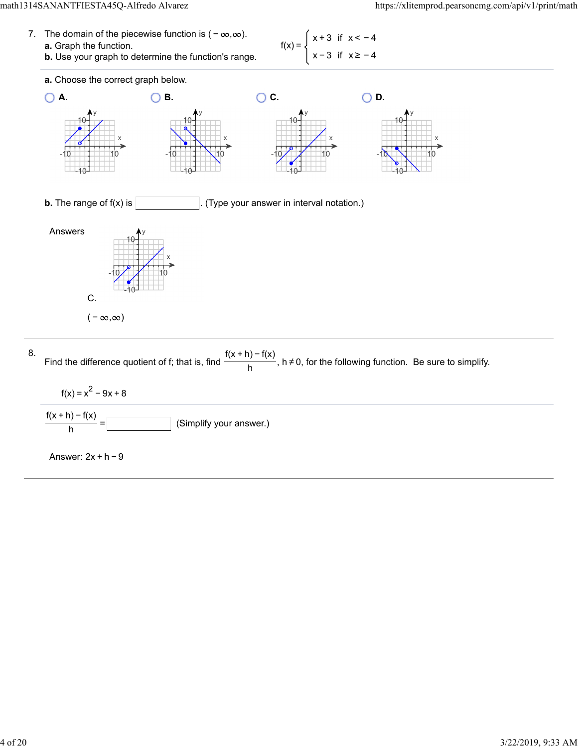7. The domain of the piecewise function is $(-\infty,\infty)$.

**a.** Graph the function.

**b.** Use your graph to determine the function's range.

$$f(x) = \begin{cases} x+3 & \text{if } x < -4 \\ x-3 & \text{if } x \geq -4 \end{cases}$$

**a.** Choose the correct graph below.

A.

B.

C.

D.

**b.** The range of f(x) is ______. (Type your answer in interval notation.)

Answers

C.

$(-\infty,\infty)$

8. Find the difference quotient of f; that is, find $\frac{f(x+h)-f(x)}{h}$, $h \neq 0$, for the following function. Be sure to simplify.

$f(x) = x^2 - 9x + 8$

$\frac{f(x+h)-f(x)}{h} =$ ______ (Simplify your answer.)

Answer: $2x + h - 9$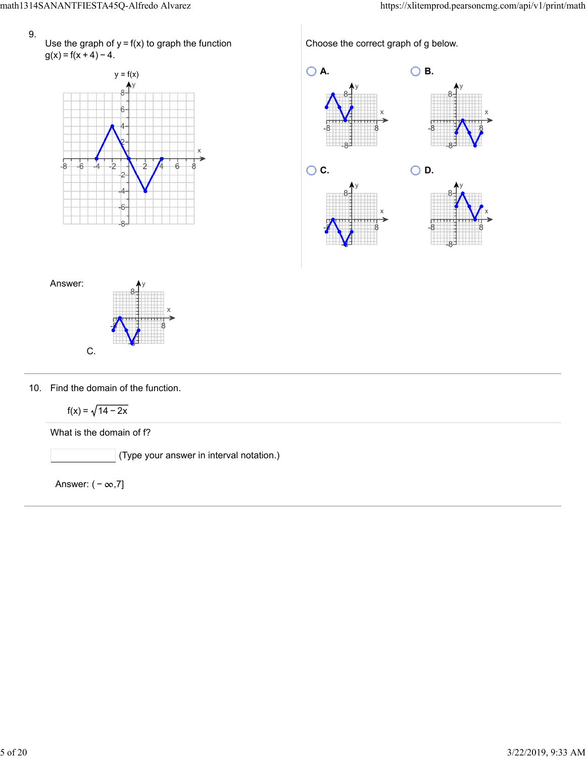9. Use the graph of $y = f(x)$ to graph the function $g(x) = f(x+4) - 4$.

$y = f(x)$

Choose the correct graph of g below.

- A.
- B.
- C.
- D.

Answer:

C.

10. Find the domain of the function.

$$f(x) = \sqrt{14 - 2x}$$

What is the domain of f?

(Type your answer in interval notation.)

Answer: $(-\infty, 7]$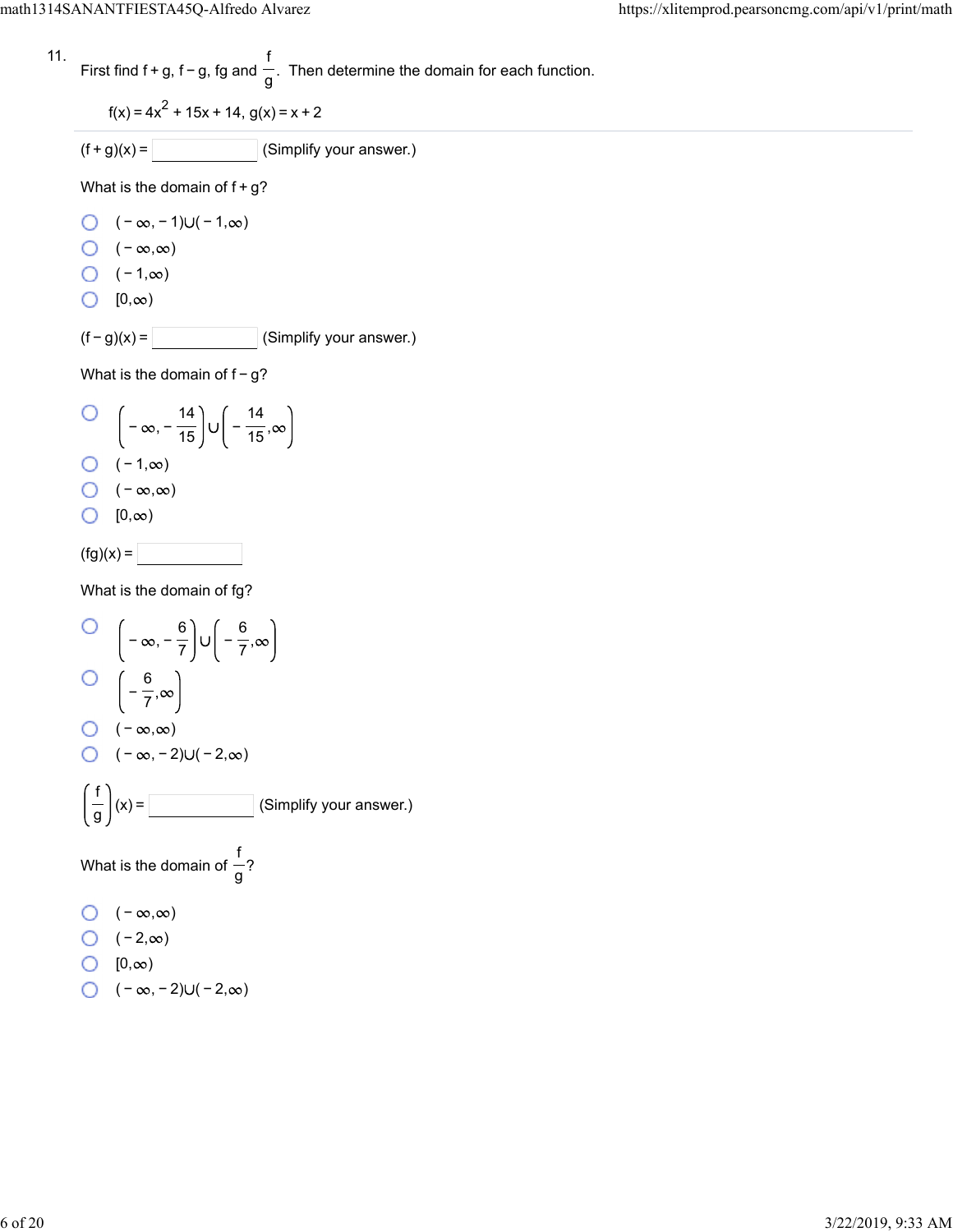11. First find $f+g$, $f-g$, $fg$ and $\frac{f}{g}$. Then determine the domain for each function.

$f(x) = 4x^2 + 15x + 14$, $g(x) = x + 2$

$(f+g)(x) =$ ______ (Simplify your answer.)

What is the domain of $f+g$?

- $(-\infty,-1)\cup(-1,\infty)$
- $(-\infty,\infty)$
- $(-1,\infty)$
- $[0,\infty)$

$(f-g)(x) =$ ______ (Simplify your answer.)

What is the domain of $f-g$?

- $\left(-\infty,-\frac{14}{15}\right)\cup\left(-\frac{14}{15},\infty\right)$
- $(-1,\infty)$
- $(-\infty,\infty)$
- $[0,\infty)$

$(fg)(x) =$ ______

What is the domain of $fg$?

- $\left(-\infty,-\frac{6}{7}\right)\cup\left(-\frac{6}{7},\infty\right)$
- $\left(-\frac{6}{7},\infty\right)$
- $(-\infty,\infty)$
- $(-\infty,-2)\cup(-2,\infty)$

$\left(\frac{f}{g}\right)(x) =$ ______ (Simplify your answer.)

What is the domain of $\frac{f}{g}$?

- $(-\infty,\infty)$
- $(-2,\infty)$
- $[0,\infty)$
- $(-\infty,-2)\cup(-2,\infty)$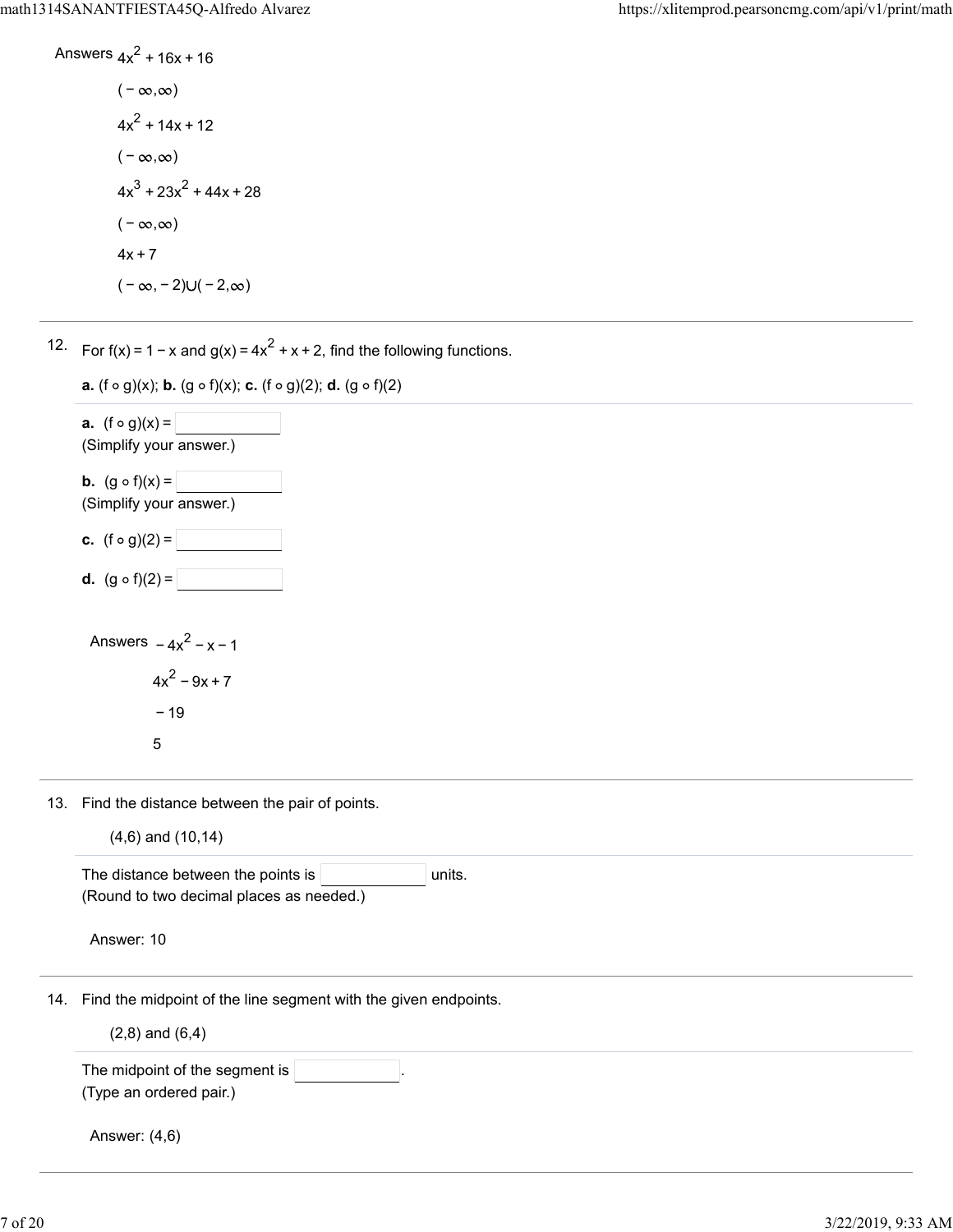Answers $4x^2 + 16x + 16$

$(-\infty,\infty)$

$4x^2 + 14x + 12$

$(-\infty,\infty)$

$4x^3 + 23x^2 + 44x + 28$

$(-\infty,\infty)$

$4x + 7$

$(-\infty,-2)\cup(-2,\infty)$

---

12. For $f(x) = 1 - x$ and $g(x) = 4x^2 + x + 2$, find the following functions.

**a.** $(f \circ g)(x)$; **b.** $(g \circ f)(x)$; **c.** $(f \circ g)(2)$; **d.** $(g \circ f)(2)$

**a.** $(f \circ g)(x) =$ \_\_\_\_\_\_\_\_
(Simplify your answer.)

**b.** $(g \circ f)(x) =$ \_\_\_\_\_\_\_\_
(Simplify your answer.)

**c.** $(f \circ g)(2) =$ \_\_\_\_\_\_\_\_

**d.** $(g \circ f)(2) =$ \_\_\_\_\_\_\_\_

Answers $-4x^2 - x - 1$

$4x^2 - 9x + 7$

$-19$

$5$

---

13. Find the distance between the pair of points.

(4,6) and (10,14)

The distance between the points is \_\_\_\_\_\_\_\_ units.
(Round to two decimal places as needed.)

Answer: 10

---

14. Find the midpoint of the line segment with the given endpoints.

(2,8) and (6,4)

The midpoint of the segment is \_\_\_\_\_\_\_\_.
(Type an ordered pair.)

Answer: (4,6)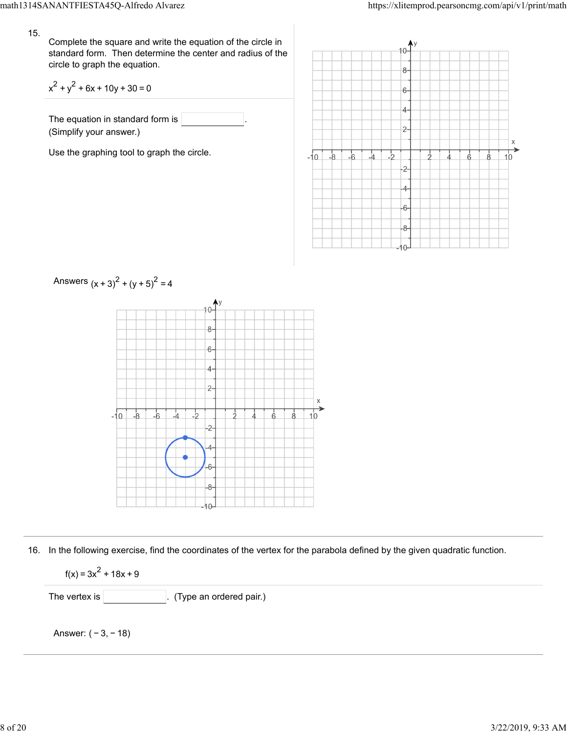15. Complete the square and write the equation of the circle in standard form. Then determine the center and radius of the circle to graph the equation.

$x^2 + y^2 + 6x + 10y + 30 = 0$

The equation in standard form is ______.
(Simplify your answer.)

Use the graphing tool to graph the circle.

Answers $(x+3)^2 + (y+5)^2 = 4$

---

16. In the following exercise, find the coordinates of the vertex for the parabola defined by the given quadratic function.

$f(x) = 3x^2 + 18x + 9$

The vertex is ______. (Type an ordered pair.)

Answer: $(-3, -18)$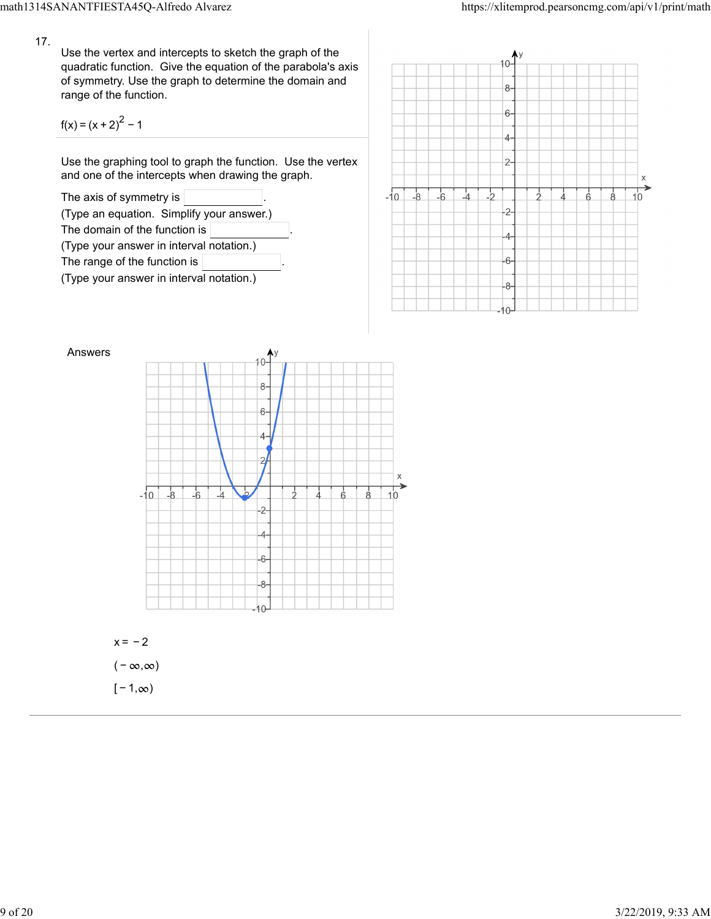17.

Use the vertex and intercepts to sketch the graph of the quadratic function. Give the equation of the parabola's axis of symmetry. Use the graph to determine the domain and range of the function.

$f(x) = (x + 2)^2 - 1$

Use the graphing tool to graph the function. Use the vertex and one of the intercepts when drawing the graph.

The axis of symmetry is \_\_\_\_\_\_\_\_\_\_.
(Type an equation. Simplify your answer.)

The domain of the function is \_\_\_\_\_\_\_\_\_\_.
(Type your answer in interval notation.)

The range of the function is \_\_\_\_\_\_\_\_\_\_.
(Type your answer in interval notation.)

Answers

$x = -2$

$(-\infty, \infty)$

$[-1, \infty)$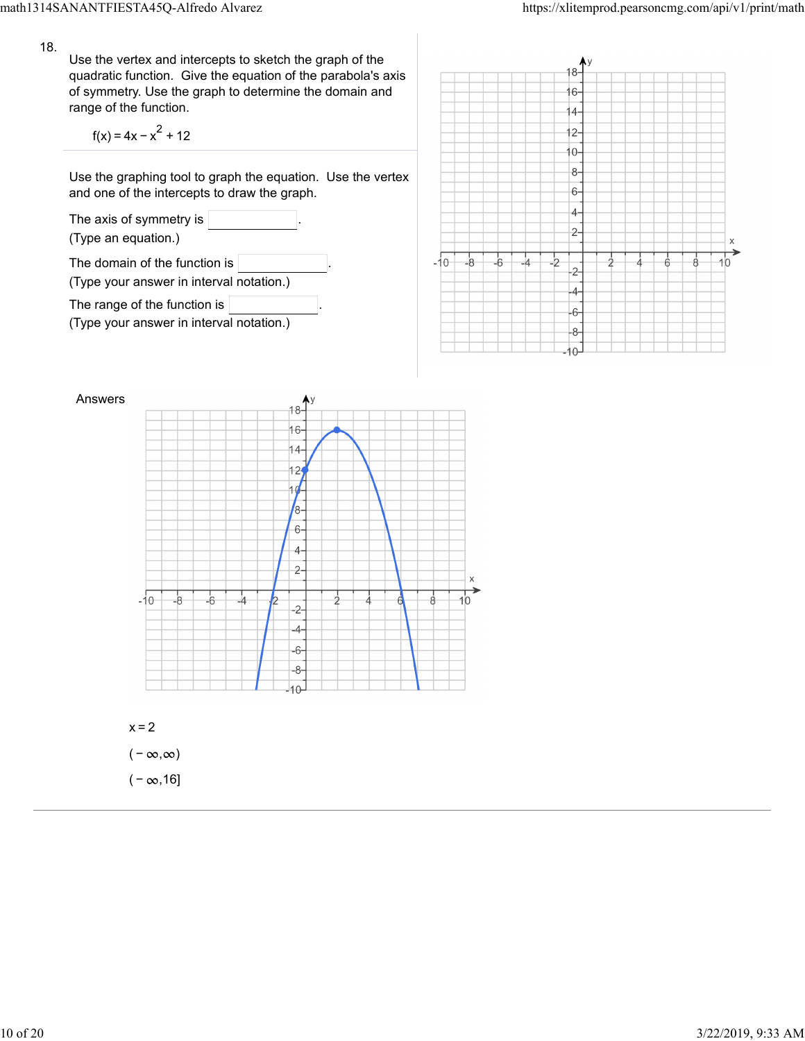18. Use the vertex and intercepts to sketch the graph of the quadratic function. Give the equation of the parabola's axis of symmetry. Use the graph to determine the domain and range of the function.

$$f(x) = 4x - x^2 + 12$$

Use the graphing tool to graph the equation. Use the vertex and one of the intercepts to draw the graph.

The axis of symmetry is ______.
(Type an equation.)

The domain of the function is ______.
(Type your answer in interval notation.)

The range of the function is ______.
(Type your answer in interval notation.)

Answers

$x = 2$

$(-\infty, \infty)$

$(-\infty, 16]$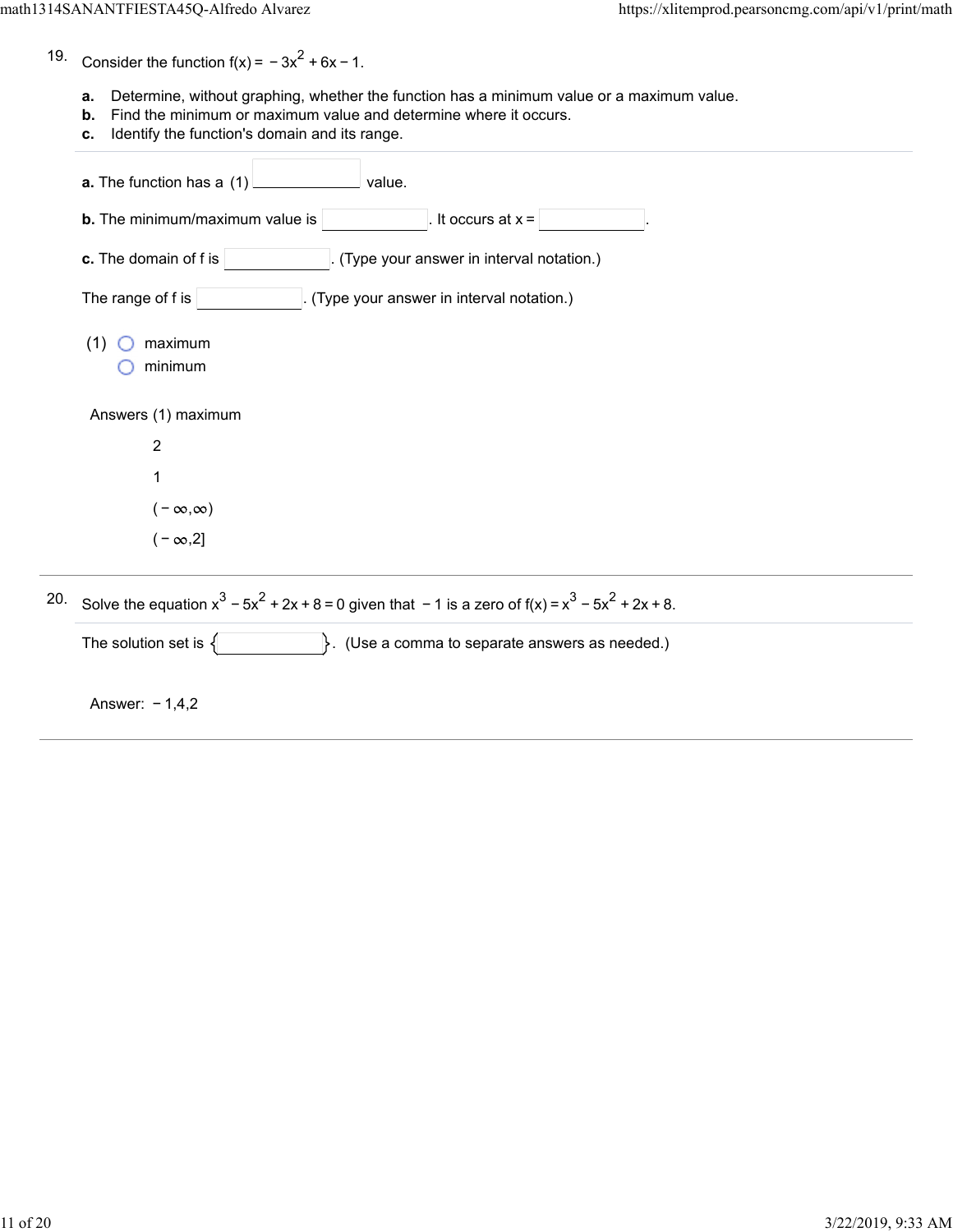19. Consider the function $f(x) = -3x^2 + 6x - 1$.

**a.** Determine, without graphing, whether the function has a minimum value or a maximum value.
**b.** Find the minimum or maximum value and determine where it occurs.
**c.** Identify the function's domain and its range.

---

**a.** The function has a (1) \_\_\_\_\_\_\_\_\_\_ value.

**b.** The minimum/maximum value is \_\_\_\_\_\_\_\_\_\_. It occurs at $x =$ \_\_\_\_\_\_\_\_\_\_.

**c.** The domain of f is \_\_\_\_\_\_\_\_\_\_. (Type your answer in interval notation.)

The range of f is \_\_\_\_\_\_\_\_\_\_. (Type your answer in interval notation.)

(1) ○ maximum
○ minimum

Answers (1) maximum

2

1

$(-\infty,\infty)$

$(-\infty,2]$

---

20. Solve the equation $x^3 - 5x^2 + 2x + 8 = 0$ given that $-1$ is a zero of $f(x) = x^3 - 5x^2 + 2x + 8$.

The solution set is { \_\_\_\_\_\_\_\_\_\_ }. (Use a comma to separate answers as needed.)

Answer: $-1,4,2$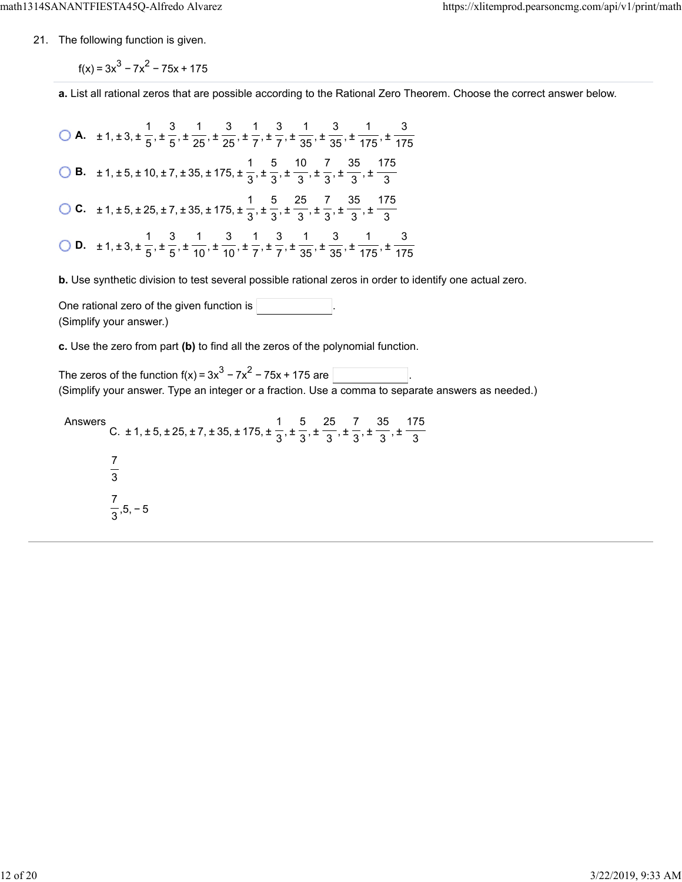21. The following function is given.

$f(x) = 3x^3 - 7x^2 - 75x + 175$

**a.** List all rational zeros that are possible according to the Rational Zero Theorem. Choose the correct answer below.

- **A.** $\pm 1, \pm 3, \pm \frac{1}{5}, \pm \frac{3}{5}, \pm \frac{1}{25}, \pm \frac{3}{25}, \pm \frac{1}{7}, \pm \frac{3}{7}, \pm \frac{1}{35}, \pm \frac{3}{35}, \pm \frac{1}{175}, \pm \frac{3}{175}$
- **B.** $\pm 1, \pm 5, \pm 10, \pm 7, \pm 35, \pm 175, \pm \frac{1}{3}, \pm \frac{5}{3}, \pm \frac{10}{3}, \pm \frac{7}{3}, \pm \frac{35}{3}, \pm \frac{175}{3}$
- **C.** $\pm 1, \pm 5, \pm 25, \pm 7, \pm 35, \pm 175, \pm \frac{1}{3}, \pm \frac{5}{3}, \pm \frac{25}{3}, \pm \frac{7}{3}, \pm \frac{35}{3}, \pm \frac{175}{3}$
- **D.** $\pm 1, \pm 3, \pm \frac{1}{5}, \pm \frac{3}{5}, \pm \frac{1}{10}, \pm \frac{3}{10}, \pm \frac{1}{7}, \pm \frac{3}{7}, \pm \frac{1}{35}, \pm \frac{3}{35}, \pm \frac{1}{175}, \pm \frac{3}{175}$

**b.** Use synthetic division to test several possible rational zeros in order to identify one actual zero.

One rational zero of the given function is \_\_\_\_\_\_\_\_\_\_.
(Simplify your answer.)

**c.** Use the zero from part **(b)** to find all the zeros of the polynomial function.

The zeros of the function $f(x) = 3x^3 - 7x^2 - 75x + 175$ are \_\_\_\_\_\_\_\_\_\_.
(Simplify your answer. Type an integer or a fraction. Use a comma to separate answers as needed.)

Answers C. $\pm 1, \pm 5, \pm 25, \pm 7, \pm 35, \pm 175, \pm \frac{1}{3}, \pm \frac{5}{3}, \pm \frac{25}{3}, \pm \frac{7}{3}, \pm \frac{35}{3}, \pm \frac{175}{3}$

$\frac{7}{3}$

$\frac{7}{3}, 5, -5$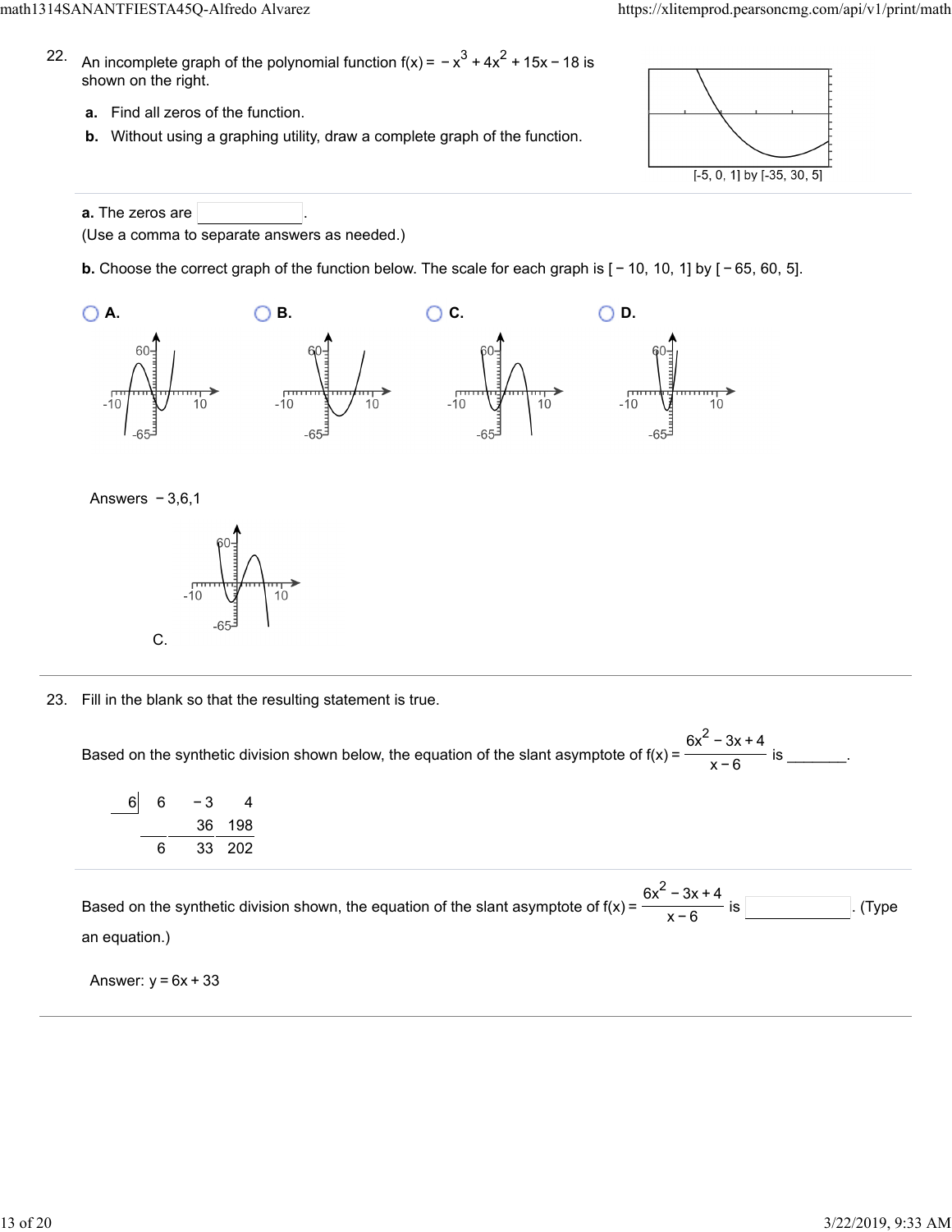22. An incomplete graph of the polynomial function $f(x) = -x^3 + 4x^2 + 15x - 18$ is shown on the right.

**a.** Find all zeros of the function.

**b.** Without using a graphing utility, draw a complete graph of the function.

[-5, 0, 1] by [-35, 30, 5]

**a.** The zeros are ______.

(Use a comma to separate answers as needed.)

**b.** Choose the correct graph of the function below. The scale for each graph is $[-10, 10, 1]$ by $[-65, 60, 5]$.

○ **A.** ○ **B.** ○ **C.** ○ **D.**

Answers $-3$,6,1

C.

---

23. Fill in the blank so that the resulting statement is true.

Based on the synthetic division shown below, the equation of the slant asymptote of $f(x) = \dfrac{6x^2 - 3x + 4}{x - 6}$ is _______.

| 6 | 6 | −3 | 4 |
|---|---|---|---|
| | | 36 | 198 |
| | 6 | 33 | 202 |

Based on the synthetic division shown, the equation of the slant asymptote of $f(x) = \dfrac{6x^2 - 3x + 4}{x - 6}$ is ______. (Type an equation.)

Answer: $y = 6x + 33$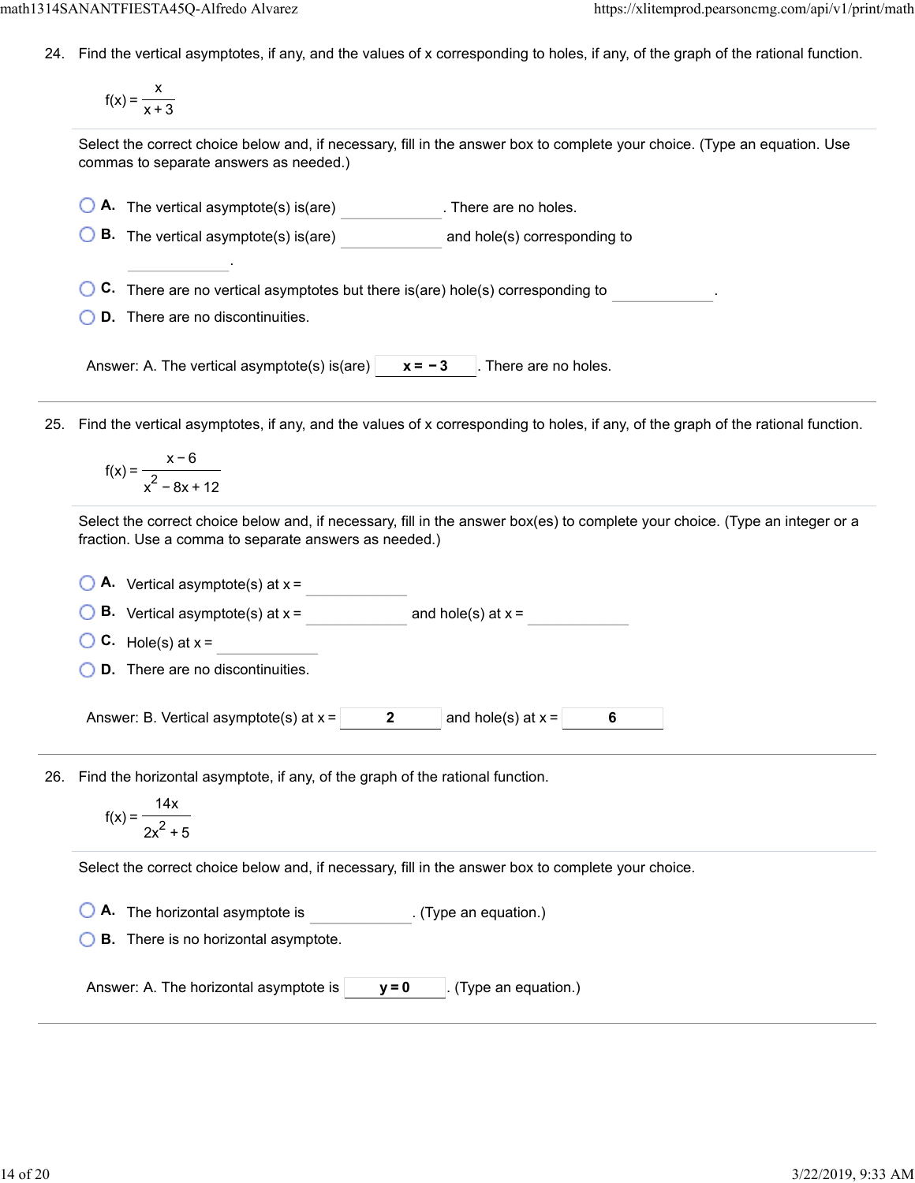24. Find the vertical asymptotes, if any, and the values of x corresponding to holes, if any, of the graph of the rational function.

$$f(x) = \frac{x}{x+3}$$

Select the correct choice below and, if necessary, fill in the answer box to complete your choice. (Type an equation. Use commas to separate answers as needed.)

- A. The vertical asymptote(s) is(are) ________. There are no holes.
- B. The vertical asymptote(s) is(are) ________ and hole(s) corresponding to ________.
- C. There are no vertical asymptotes but there is(are) hole(s) corresponding to ________.
- D. There are no discontinuities.

Answer: A. The vertical asymptote(s) is(are) **$x = -3$**. There are no holes.

---

25. Find the vertical asymptotes, if any, and the values of x corresponding to holes, if any, of the graph of the rational function.

$$f(x) = \frac{x-6}{x^2 - 8x + 12}$$

Select the correct choice below and, if necessary, fill in the answer box(es) to complete your choice. (Type an integer or a fraction. Use a comma to separate answers as needed.)

- A. Vertical asymptote(s) at x = ________
- B. Vertical asymptote(s) at x = ________ and hole(s) at x = ________
- C. Hole(s) at x = ________
- D. There are no discontinuities.

Answer: B. Vertical asymptote(s) at x = **2** and hole(s) at x = **6**

---

26. Find the horizontal asymptote, if any, of the graph of the rational function.

$$f(x) = \frac{14x}{2x^2 + 5}$$

Select the correct choice below and, if necessary, fill in the answer box to complete your choice.

- A. The horizontal asymptote is ________. (Type an equation.)
- B. There is no horizontal asymptote.

Answer: A. The horizontal asymptote is **$y = 0$**. (Type an equation.)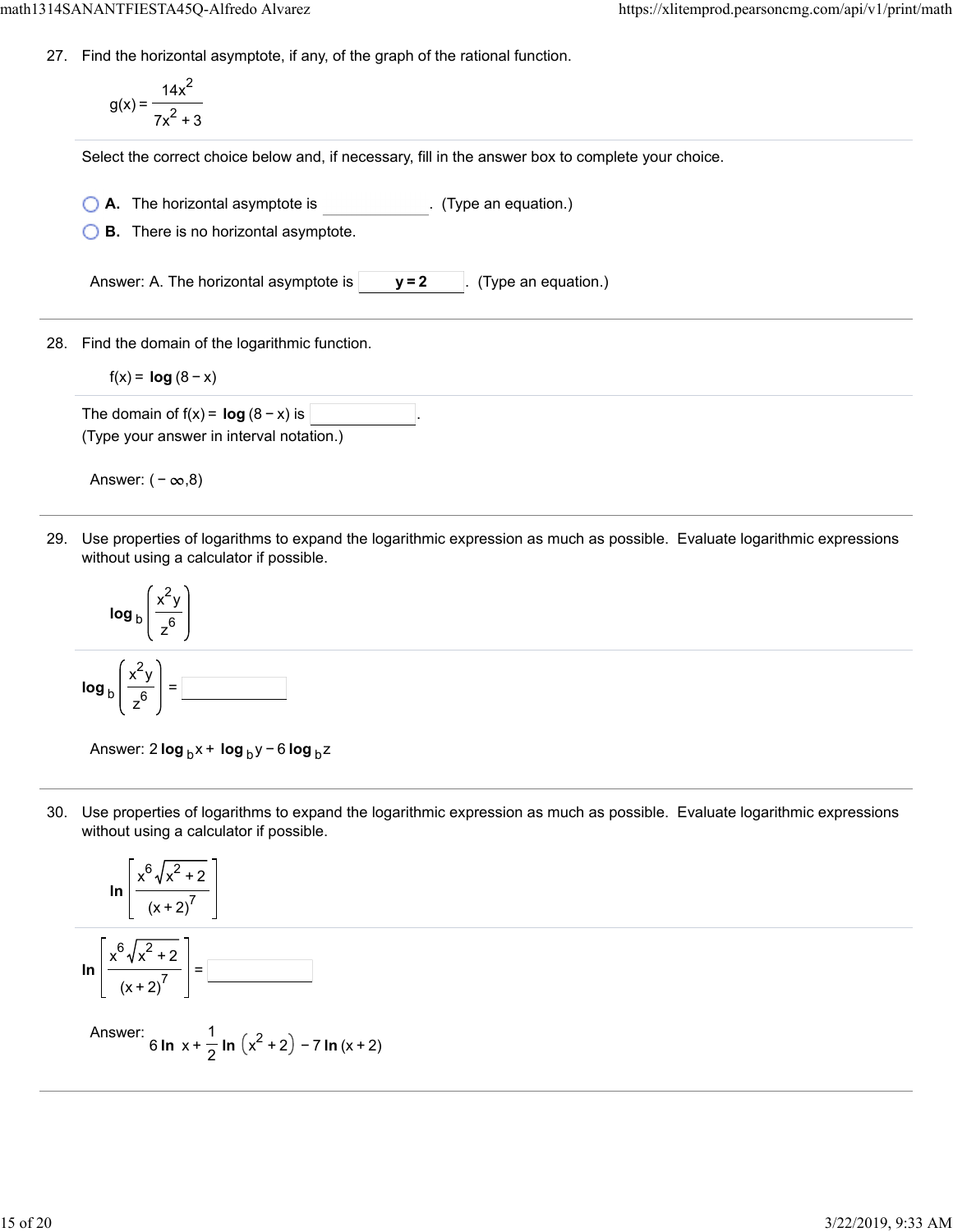27. Find the horizontal asymptote, if any, of the graph of the rational function.

$$g(x) = \frac{14x^2}{7x^2 + 3}$$

Select the correct choice below and, if necessary, fill in the answer box to complete your choice.

- A. The horizontal asymptote is ________. (Type an equation.)
- B. There is no horizontal asymptote.

Answer: A. The horizontal asymptote is **y = 2**. (Type an equation.)

---

28. Find the domain of the logarithmic function.

$$f(x) = \log(8 - x)$$

The domain of $f(x) = \log(8 - x)$ is ________.
(Type your answer in interval notation.)

Answer: $(-\infty, 8)$

---

29. Use properties of logarithms to expand the logarithmic expression as much as possible. Evaluate logarithmic expressions without using a calculator if possible.

$$\log_b\left(\frac{x^2 y}{z^6}\right)$$

$\log_b\left(\frac{x^2 y}{z^6}\right)$ = ________

Answer: $2\log_b x + \log_b y - 6\log_b z$

---

30. Use properties of logarithms to expand the logarithmic expression as much as possible. Evaluate logarithmic expressions without using a calculator if possible.

$$\ln\left[\frac{x^6\sqrt{x^2+2}}{(x+2)^7}\right]$$

$\ln\left[\frac{x^6\sqrt{x^2+2}}{(x+2)^7}\right]$ = ________

Answer: $6\ln x + \frac{1}{2}\ln\left(x^2+2\right) - 7\ln(x+2)$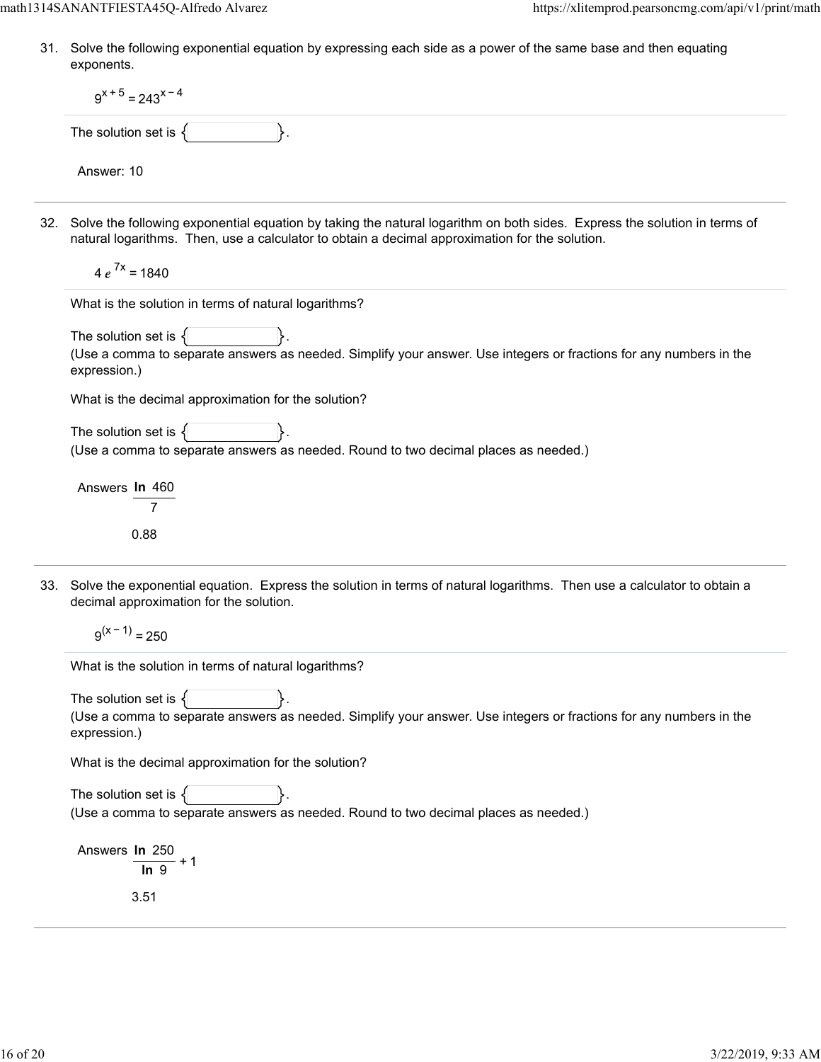31. Solve the following exponential equation by expressing each side as a power of the same base and then equating exponents.

$$9^{x+5} = 243^{x-4}$$

The solution set is { }.

Answer: 10

---

32. Solve the following exponential equation by taking the natural logarithm on both sides. Express the solution in terms of natural logarithms. Then, use a calculator to obtain a decimal approximation for the solution.

$$4e^{7x} = 1840$$

What is the solution in terms of natural logarithms?

The solution set is { }.
(Use a comma to separate answers as needed. Simplify your answer. Use integers or fractions for any numbers in the expression.)

What is the decimal approximation for the solution?

The solution set is { }.
(Use a comma to separate answers as needed. Round to two decimal places as needed.)

Answers $\dfrac{\ln 460}{7}$

0.88

---

33. Solve the exponential equation. Express the solution in terms of natural logarithms. Then use a calculator to obtain a decimal approximation for the solution.

$$9^{(x-1)} = 250$$

What is the solution in terms of natural logarithms?

The solution set is { }.
(Use a comma to separate answers as needed. Simplify your answer. Use integers or fractions for any numbers in the expression.)

What is the decimal approximation for the solution?

The solution set is { }.
(Use a comma to separate answers as needed. Round to two decimal places as needed.)

Answers $\dfrac{\ln 250}{\ln 9} + 1$

3.51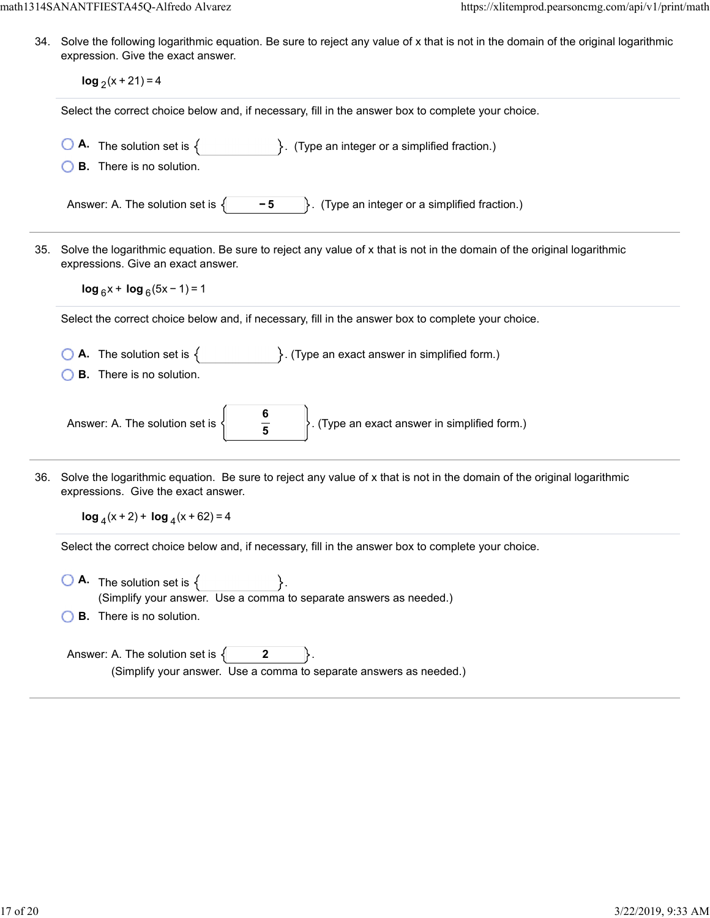34. Solve the following logarithmic equation. Be sure to reject any value of x that is not in the domain of the original logarithmic expression. Give the exact answer.

$$\log_2(x+21)=4$$

Select the correct choice below and, if necessary, fill in the answer box to complete your choice.

- **A.** The solution set is { }. (Type an integer or a simplified fraction.)
- **B.** There is no solution.

Answer: A. The solution set is { $-5$ }. (Type an integer or a simplified fraction.)

---

35. Solve the logarithmic equation. Be sure to reject any value of x that is not in the domain of the original logarithmic expressions. Give an exact answer.

$$\log_6 x + \log_6(5x-1)=1$$

Select the correct choice below and, if necessary, fill in the answer box to complete your choice.

- **A.** The solution set is { }. (Type an exact answer in simplified form.)
- **B.** There is no solution.

Answer: A. The solution set is { $\frac{6}{5}$ }. (Type an exact answer in simplified form.)

---

36. Solve the logarithmic equation. Be sure to reject any value of x that is not in the domain of the original logarithmic expressions. Give the exact answer.

$$\log_4(x+2) + \log_4(x+62)=4$$

Select the correct choice below and, if necessary, fill in the answer box to complete your choice.

- **A.** The solution set is { }.
  (Simplify your answer. Use a comma to separate answers as needed.)
- **B.** There is no solution.

Answer: A. The solution set is { 2 }.
(Simplify your answer. Use a comma to separate answers as needed.)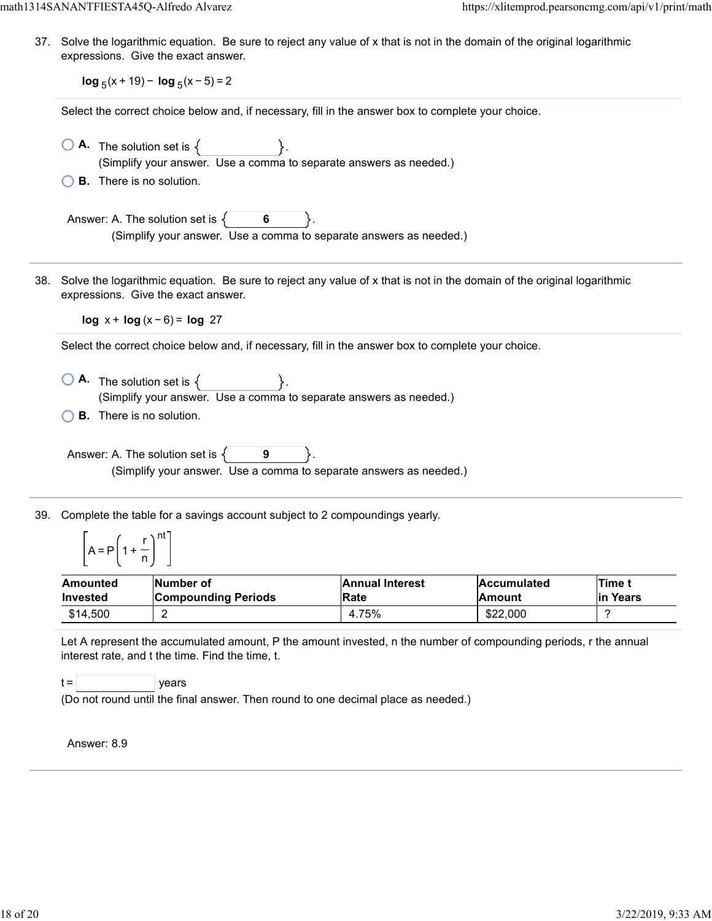37. Solve the logarithmic equation. Be sure to reject any value of x that is not in the domain of the original logarithmic expressions. Give the exact answer.

$$\log_5(x + 19) - \log_5(x - 5) = 2$$

Select the correct choice below and, if necessary, fill in the answer box to complete your choice.

- **A.** The solution set is { }.
  (Simplify your answer. Use a comma to separate answers as needed.)
- **B.** There is no solution.

Answer: A. The solution set is { **6** }.
(Simplify your answer. Use a comma to separate answers as needed.)

38. Solve the logarithmic equation. Be sure to reject any value of x that is not in the domain of the original logarithmic expressions. Give the exact answer.

$$\log x + \log(x - 6) = \log 27$$

Select the correct choice below and, if necessary, fill in the answer box to complete your choice.

- **A.** The solution set is { }.
  (Simplify your answer. Use a comma to separate answers as needed.)
- **B.** There is no solution.

Answer: A. The solution set is { **9** }.
(Simplify your answer. Use a comma to separate answers as needed.)

39. Complete the table for a savings account subject to 2 compoundings yearly.

$$\left[A = P\left(1 + \frac{r}{n}\right)^{nt}\right]$$

| Amounted Invested | Number of Compounding Periods | Annual Interest Rate | Accumulated Amount | Time t in Years |
|---|---|---|---|---|
| $14,500 | 2 | 4.75% | $22,000 | ? |

Let A represent the accumulated amount, P the amount invested, n the number of compounding periods, r the annual interest rate, and t the time. Find the time, t.

t = ______ years
(Do not round until the final answer. Then round to one decimal place as needed.)

Answer: 8.9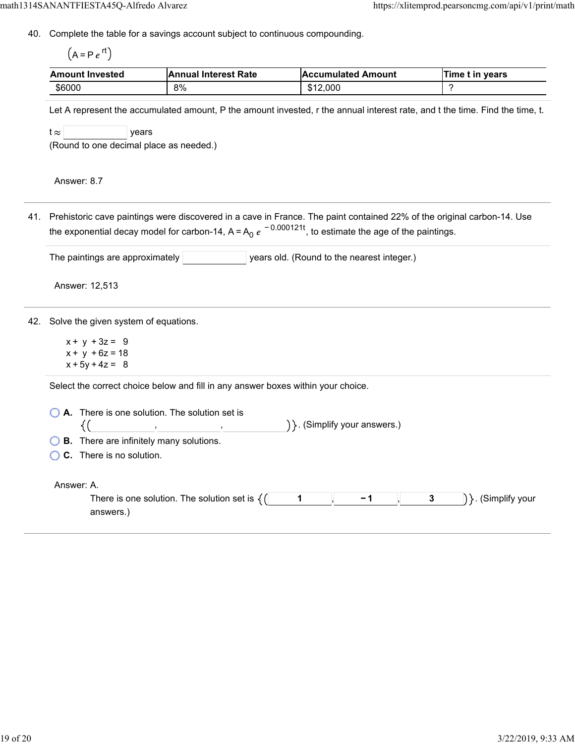40. Complete the table for a savings account subject to continuous compounding.

$\left(A = Pe^{rt}\right)$

| Amount Invested | Annual Interest Rate | Accumulated Amount | Time t in years |
|---|---|---|---|
| \$6000 | 8% | \$12,000 | ? |

Let A represent the accumulated amount, P the amount invested, r the annual interest rate, and t the time. Find the time, t.

$t \approx$ ______ years
(Round to one decimal place as needed.)

Answer: 8.7

---

41. Prehistoric cave paintings were discovered in a cave in France. The paint contained 22% of the original carbon-14. Use the exponential decay model for carbon-14, $A = A_0 e^{-0.000121t}$, to estimate the age of the paintings.

The paintings are approximately ______ years old. (Round to the nearest integer.)

Answer: 12,513

---

42. Solve the given system of equations.

$$\begin{aligned} x + y + 3z &= 9 \\ x + y + 6z &= 18 \\ x + 5y + 4z &= 8 \end{aligned}$$

Select the correct choice below and fill in any answer boxes within your choice.

- **A.** There is one solution. The solution set is $\{(\_\_\_, \_\_\_, \_\_\_)\}$. (Simplify your answers.)
- **B.** There are infinitely many solutions.
- **C.** There is no solution.

Answer: A.
There is one solution. The solution set is $\{(1, -1, 3)\}$. (Simplify your answers.)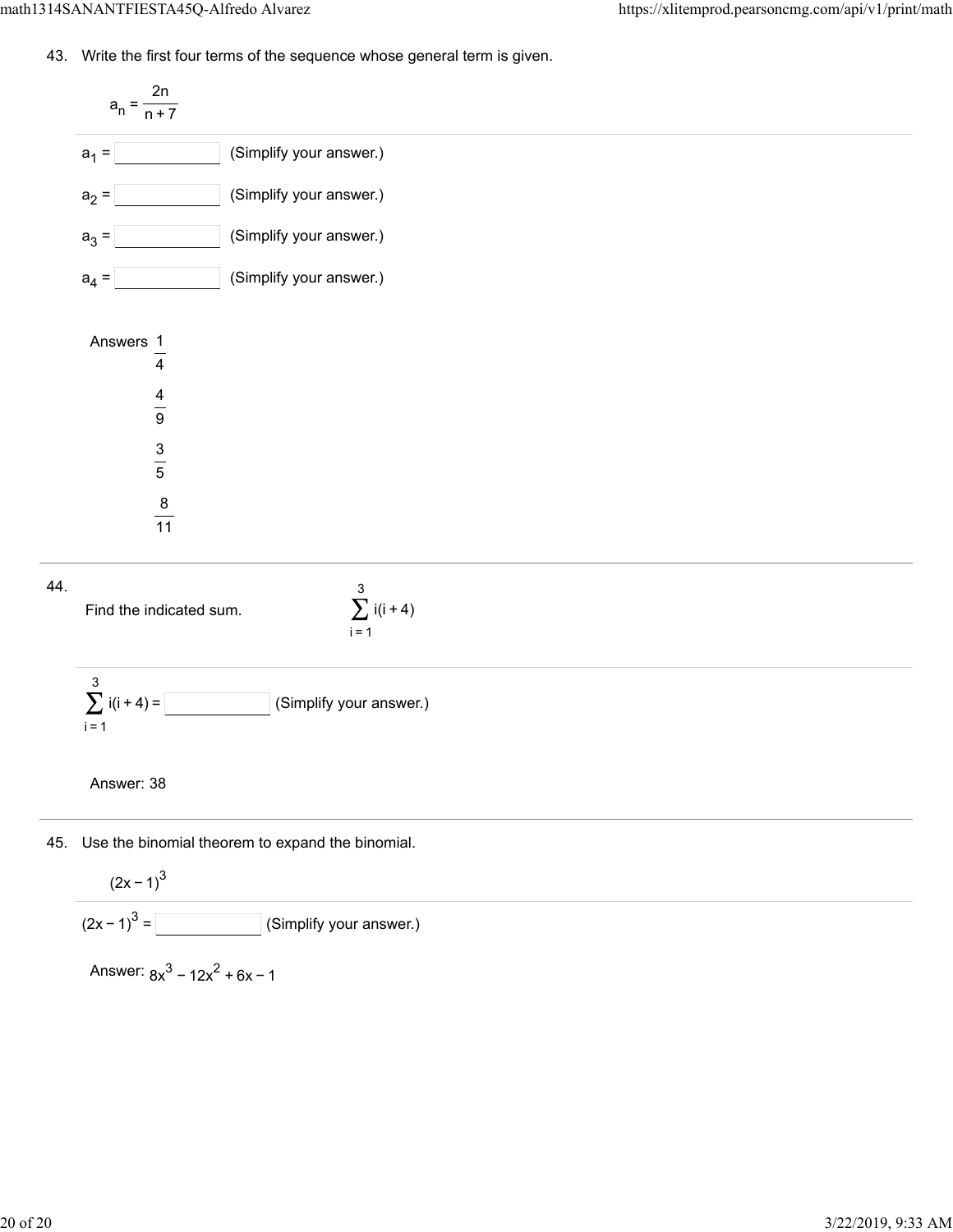43. Write the first four terms of the sequence whose general term is given.

$$a_n = \frac{2n}{n+7}$$

$a_1 =$ ______ (Simplify your answer.)

$a_2 =$ ______ (Simplify your answer.)

$a_3 =$ ______ (Simplify your answer.)

$a_4 =$ ______ (Simplify your answer.)

Answers $\frac{1}{4}$

$\frac{4}{9}$

$\frac{3}{5}$

$\frac{8}{11}$

---

44. Find the indicated sum. $\sum_{i=1}^{3} i(i+4)$

$\sum_{i=1}^{3} i(i+4) =$ ______ (Simplify your answer.)

Answer: 38

---

45. Use the binomial theorem to expand the binomial.

$(2x-1)^3$

$(2x-1)^3 =$ ______ (Simplify your answer.)

Answer: $8x^3 - 12x^2 + 6x - 1$